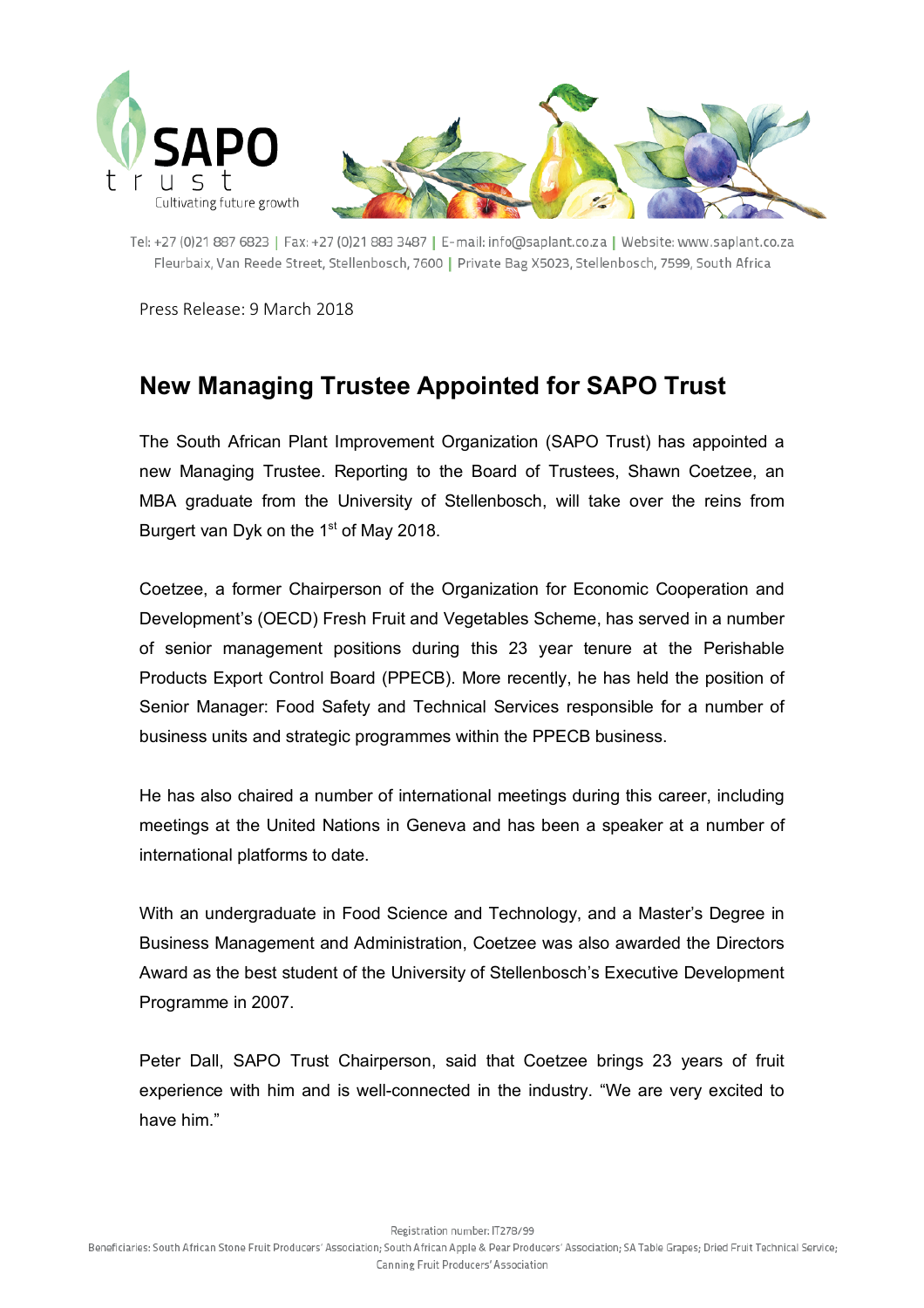SAPO trust
Cultivating future growth

Tel: +27 (0)21 887 6823 | Fax: +27 (0)21 883 3487 | E-mail: info@saplant.co.za | Website: www.saplant.co.za
Fleurbaix, Van Reede Street, Stellenbosch, 7600 | Private Bag X5023, Stellenbosch, 7599, South Africa

Press Release: 9 March 2018

# New Managing Trustee Appointed for SAPO Trust

The South African Plant Improvement Organization (SAPO Trust) has appointed a new Managing Trustee. Reporting to the Board of Trustees, Shawn Coetzee, an MBA graduate from the University of Stellenbosch, will take over the reins from Burgert van Dyk on the 1st of May 2018.

Coetzee, a former Chairperson of the Organization for Economic Cooperation and Development's (OECD) Fresh Fruit and Vegetables Scheme, has served in a number of senior management positions during this 23 year tenure at the Perishable Products Export Control Board (PPECB). More recently, he has held the position of Senior Manager: Food Safety and Technical Services responsible for a number of business units and strategic programmes within the PPECB business.

He has also chaired a number of international meetings during this career, including meetings at the United Nations in Geneva and has been a speaker at a number of international platforms to date.

With an undergraduate in Food Science and Technology, and a Master's Degree in Business Management and Administration, Coetzee was also awarded the Directors Award as the best student of the University of Stellenbosch's Executive Development Programme in 2007.

Peter Dall, SAPO Trust Chairperson, said that Coetzee brings 23 years of fruit experience with him and is well-connected in the industry. "We are very excited to have him."

Registration number: IT278/99
Beneficiaries: South African Stone Fruit Producers' Association; South African Apple & Pear Producers' Association; SA Table Grapes; Dried Fruit Technical Service; Canning Fruit Producers' Association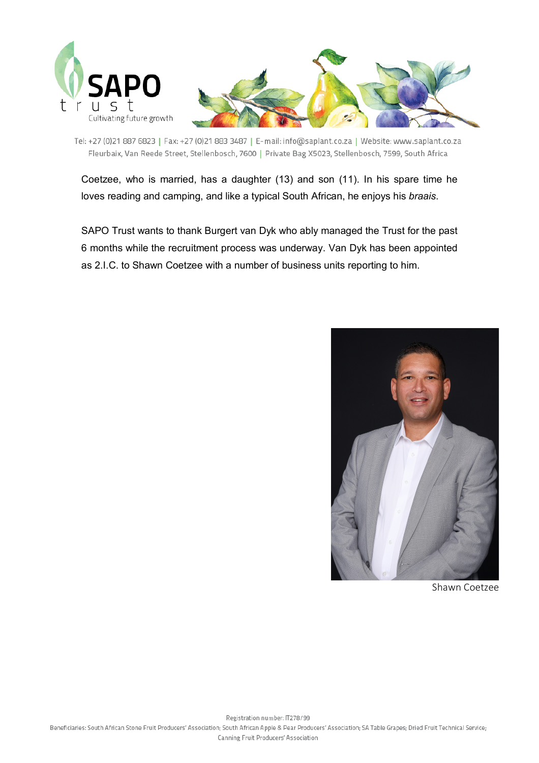Coetzee, who is married, has a daughter (13) and son (11). In his spare time he loves reading and camping, and like a typical South African, he enjoys his *braais*.

SAPO Trust wants to thank Burgert van Dyk who ably managed the Trust for the past 6 months while the recruitment process was underway. Van Dyk has been appointed as 2.I.C. to Shawn Coetzee with a number of business units reporting to him.

Shawn Coetzee